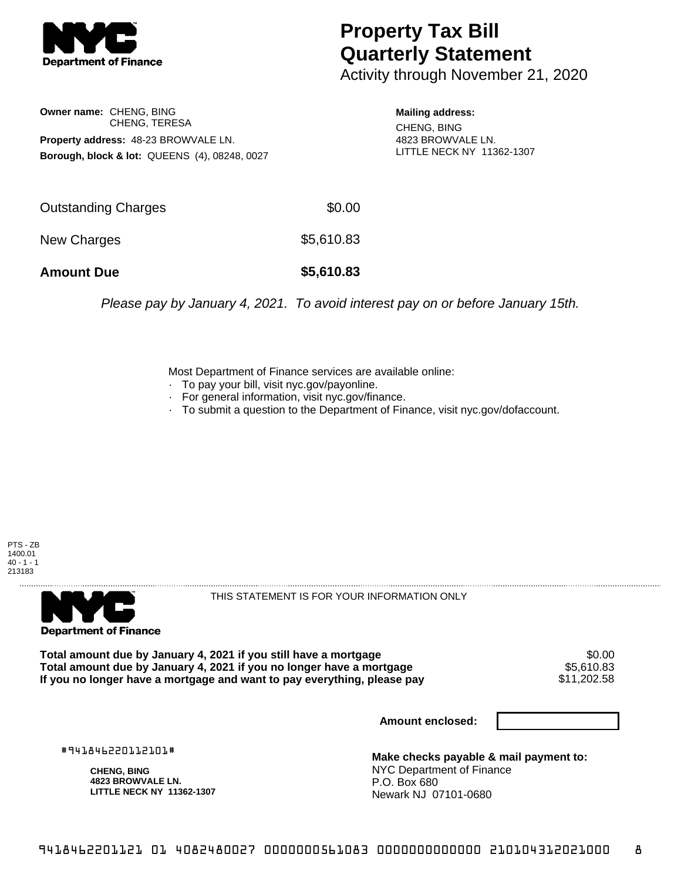# Property Tax Bill Quarterly Statement

Activity through November 21, 2020

**Owner name:** CHENG, BING
CHENG, TERESA

**Property address:** 48-23 BROWVALE LN.

**Borough, block & lot:** QUEENS (4), 08248, 0027

**Mailing address:**
CHENG, BING
4823 BROWVALE LN.
LITTLE NECK NY 11362-1307

| | |
|---|---|
| Outstanding Charges | $0.00 |
| New Charges | $5,610.83 |
| **Amount Due** | **$5,610.83** |

*Please pay by January 4, 2021. To avoid interest pay on or before January 15th.*

Most Department of Finance services are available online:

- To pay your bill, visit nyc.gov/payonline.
- For general information, visit nyc.gov/finance.
- To submit a question to the Department of Finance, visit nyc.gov/dofaccount.

PTS - ZB
1400.01
40 - 1 - 1
213183

THIS STATEMENT IS FOR YOUR INFORMATION ONLY

| | |
|---|---|
| **Total amount due by January 4, 2021 if you still have a mortgage** | $0.00 |
| **Total amount due by January 4, 2021 if you no longer have a mortgage** | $5,610.83 |
| **If you no longer have a mortgage and want to pay everything, please pay** | $11,202.58 |

**Amount enclosed:**

#941846220112101#

**CHENG, BING**
**4823 BROWVALE LN.**
**LITTLE NECK NY 11362-1307**

**Make checks payable & mail payment to:**
NYC Department of Finance
P.O. Box 680
Newark NJ 07101-0680

9418462201121 01 4082480027 0000000561083 0000000000000 210104312021000 8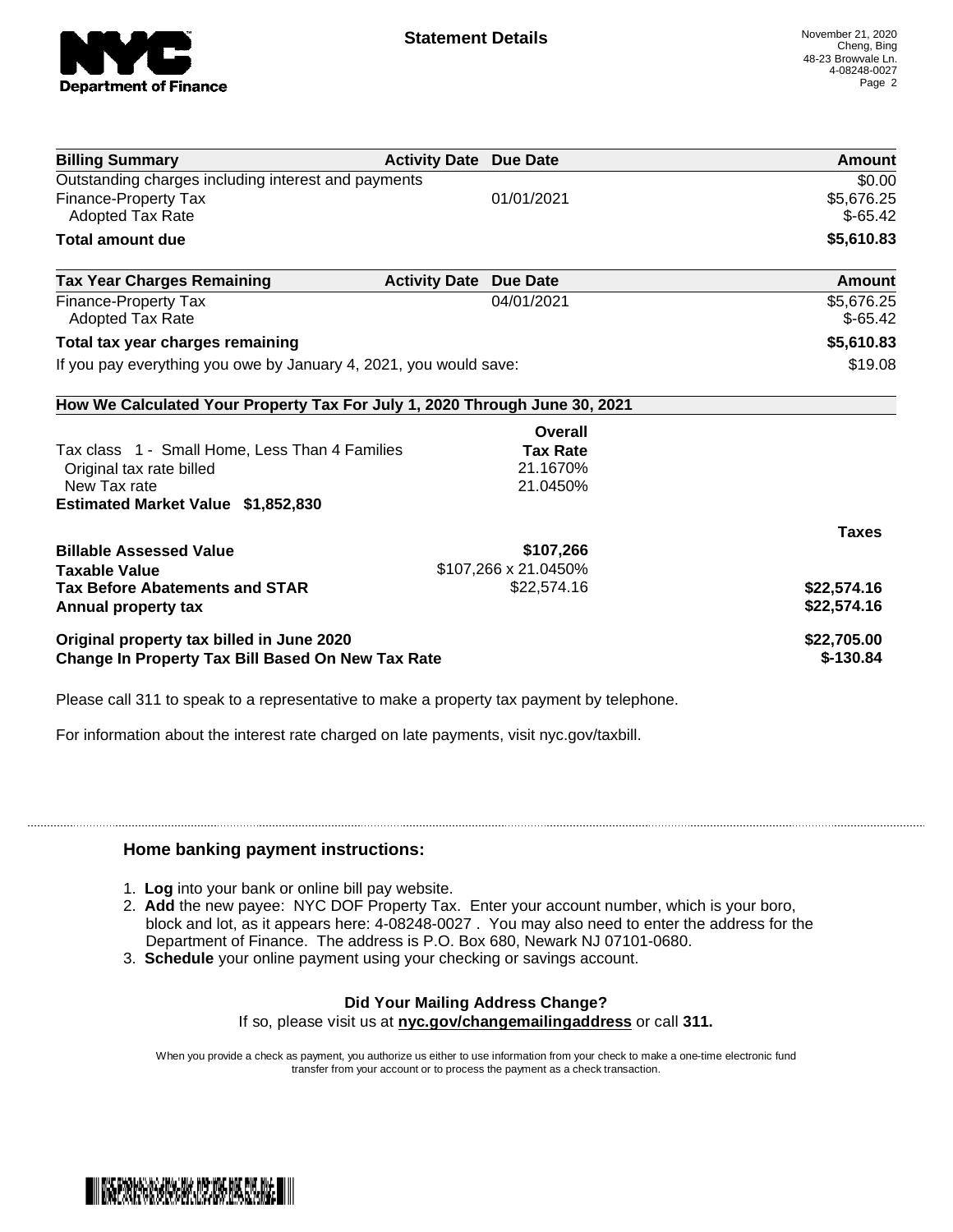# Statement Details

November 21, 2020
Cheng, Bing
48-23 Browvale Ln.
4-08248-0027

| Billing Summary | Activity Date | Due Date | Amount |
|---|---|---|---|
| Outstanding charges including interest and payments | | | $0.00 |
| Finance-Property Tax | | 01/01/2021 | $5,676.25 |
| Adopted Tax Rate | | | $-65.42 |
| **Total amount due** | | | **$5,610.83** |

| Tax Year Charges Remaining | Activity Date | Due Date | Amount |
|---|---|---|---|
| Finance-Property Tax | | 04/01/2021 | $5,676.25 |
| Adopted Tax Rate | | | $-65.42 |
| **Total tax year charges remaining** | | | **$5,610.83** |
| If you pay everything you owe by January 4, 2021, you would save: | | | $19.08 |

**How We Calculated Your Property Tax For July 1, 2020 Through June 30, 2021**

| | Overall Tax Rate | |
|---|---|---|
| Tax class 1 - Small Home, Less Than 4 Families | | |
| Original tax rate billed | 21.1670% | |
| New Tax rate | 21.0450% | |
| **Estimated Market Value $1,852,830** | | |
| | | **Taxes** |
| **Billable Assessed Value** | **$107,266** | |
| **Taxable Value** | $107,266 x 21.0450% | |
| **Tax Before Abatements and STAR** | $22,574.16 | **$22,574.16** |
| **Annual property tax** | | **$22,574.16** |
| **Original property tax billed in June 2020** | | **$22,705.00** |
| **Change In Property Tax Bill Based On New Tax Rate** | | **$-130.84** |

Please call 311 to speak to a representative to make a property tax payment by telephone.

For information about the interest rate charged on late payments, visit nyc.gov/taxbill.

## Home banking payment instructions:

1. **Log** into your bank or online bill pay website.
2. **Add** the new payee: NYC DOF Property Tax. Enter your account number, which is your boro, block and lot, as it appears here: 4-08248-0027 . You may also need to enter the address for the Department of Finance. The address is P.O. Box 680, Newark NJ 07101-0680.
3. **Schedule** your online payment using your checking or savings account.

**Did Your Mailing Address Change?**
If so, please visit us at **nyc.gov/changemailingaddress** or call **311.**

When you provide a check as payment, you authorize us either to use information from your check to make a one-time electronic fund transfer from your account or to process the payment as a check transaction.